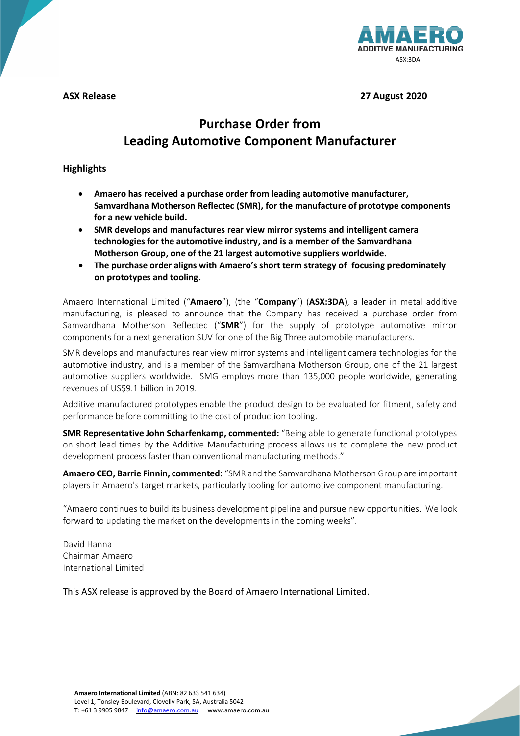**ASX Release** **27 August 2020**

# Purchase Order from Leading Automotive Component Manufacturer

## Highlights

- **Amaero has received a purchase order from leading automotive manufacturer, Samvardhana Motherson Reflectec (SMR), for the manufacture of prototype components for a new vehicle build.**
- **SMR develops and manufactures rear view mirror systems and intelligent camera technologies for the automotive industry, and is a member of the Samvardhana Motherson Group, one of the 21 largest automotive suppliers worldwide.**
- **The purchase order aligns with Amaero's short term strategy of focusing predominately on prototypes and tooling.**

Amaero International Limited ("**Amaero**"), (the "**Company**") (**ASX:3DA**), a leader in metal additive manufacturing, is pleased to announce that the Company has received a purchase order from Samvardhana Motherson Reflectec ("**SMR**") for the supply of prototype automotive mirror components for a next generation SUV for one of the Big Three automobile manufacturers.

SMR develops and manufactures rear view mirror systems and intelligent camera technologies for the automotive industry, and is a member of the Samvardhana Motherson Group, one of the 21 largest automotive suppliers worldwide. SMG employs more than 135,000 people worldwide, generating revenues of US$9.1 billion in 2019.

Additive manufactured prototypes enable the product design to be evaluated for fitment, safety and performance before committing to the cost of production tooling.

**SMR Representative John Scharfenkamp, commented:** "Being able to generate functional prototypes on short lead times by the Additive Manufacturing process allows us to complete the new product development process faster than conventional manufacturing methods."

**Amaero CEO, Barrie Finnin, commented:** "SMR and the Samvardhana Motherson Group are important players in Amaero's target markets, particularly tooling for automotive component manufacturing.

"Amaero continues to build its business development pipeline and pursue new opportunities. We look forward to updating the market on the developments in the coming weeks".

David Hanna
Chairman Amaero
International Limited

This ASX release is approved by the Board of Amaero International Limited.

**Amaero International Limited** (ABN: 82 633 541 634)
Level 1, Tonsley Boulevard, Clovelly Park, SA, Australia 5042
T: +61 3 9905 9847 info@amaero.com.au www.amaero.com.au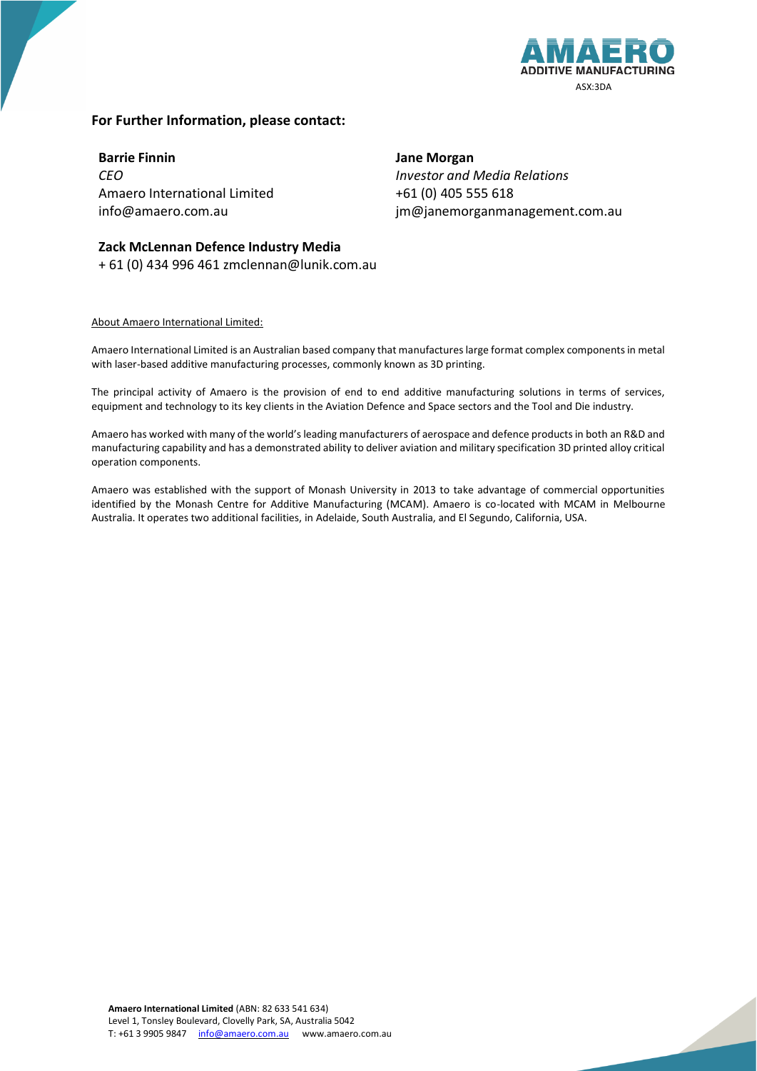## For Further Information, please contact:

**Barrie Finnin**
*CEO*
Amaero International Limited
info@amaero.com.au

**Jane Morgan**
*Investor and Media Relations*
+61 (0) 405 555 618
jm@janemorganmanagement.com.au

**Zack McLennan Defence Industry Media**
+ 61 (0) 434 996 461 zmclennan@lunik.com.au

About Amaero International Limited:

Amaero International Limited is an Australian based company that manufactures large format complex components in metal with laser-based additive manufacturing processes, commonly known as 3D printing.

The principal activity of Amaero is the provision of end to end additive manufacturing solutions in terms of services, equipment and technology to its key clients in the Aviation Defence and Space sectors and the Tool and Die industry.

Amaero has worked with many of the world's leading manufacturers of aerospace and defence products in both an R&D and manufacturing capability and has a demonstrated ability to deliver aviation and military specification 3D printed alloy critical operation components.

Amaero was established with the support of Monash University in 2013 to take advantage of commercial opportunities identified by the Monash Centre for Additive Manufacturing (MCAM). Amaero is co-located with MCAM in Melbourne Australia. It operates two additional facilities, in Adelaide, South Australia, and El Segundo, California, USA.